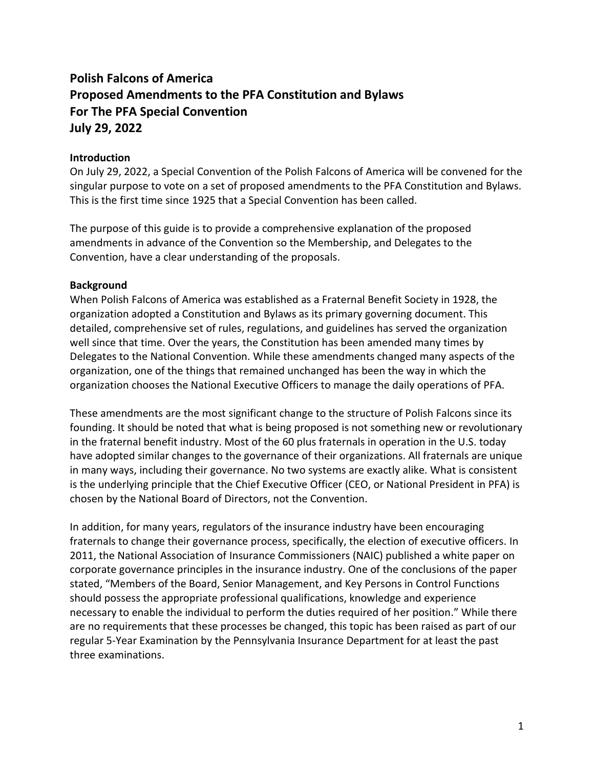# Polish Falcons of America
# Proposed Amendments to the PFA Constitution and Bylaws
# For The PFA Special Convention
# July 29, 2022

### Introduction

On July 29, 2022, a Special Convention of the Polish Falcons of America will be convened for the singular purpose to vote on a set of proposed amendments to the PFA Constitution and Bylaws. This is the first time since 1925 that a Special Convention has been called.

The purpose of this guide is to provide a comprehensive explanation of the proposed amendments in advance of the Convention so the Membership, and Delegates to the Convention, have a clear understanding of the proposals.

### Background

When Polish Falcons of America was established as a Fraternal Benefit Society in 1928, the organization adopted a Constitution and Bylaws as its primary governing document. This detailed, comprehensive set of rules, regulations, and guidelines has served the organization well since that time. Over the years, the Constitution has been amended many times by Delegates to the National Convention. While these amendments changed many aspects of the organization, one of the things that remained unchanged has been the way in which the organization chooses the National Executive Officers to manage the daily operations of PFA.

These amendments are the most significant change to the structure of Polish Falcons since its founding. It should be noted that what is being proposed is not something new or revolutionary in the fraternal benefit industry. Most of the 60 plus fraternals in operation in the U.S. today have adopted similar changes to the governance of their organizations. All fraternals are unique in many ways, including their governance. No two systems are exactly alike. What is consistent is the underlying principle that the Chief Executive Officer (CEO, or National President in PFA) is chosen by the National Board of Directors, not the Convention.

In addition, for many years, regulators of the insurance industry have been encouraging fraternals to change their governance process, specifically, the election of executive officers. In 2011, the National Association of Insurance Commissioners (NAIC) published a white paper on corporate governance principles in the insurance industry. One of the conclusions of the paper stated, "Members of the Board, Senior Management, and Key Persons in Control Functions should possess the appropriate professional qualifications, knowledge and experience necessary to enable the individual to perform the duties required of her position." While there are no requirements that these processes be changed, this topic has been raised as part of our regular 5-Year Examination by the Pennsylvania Insurance Department for at least the past three examinations.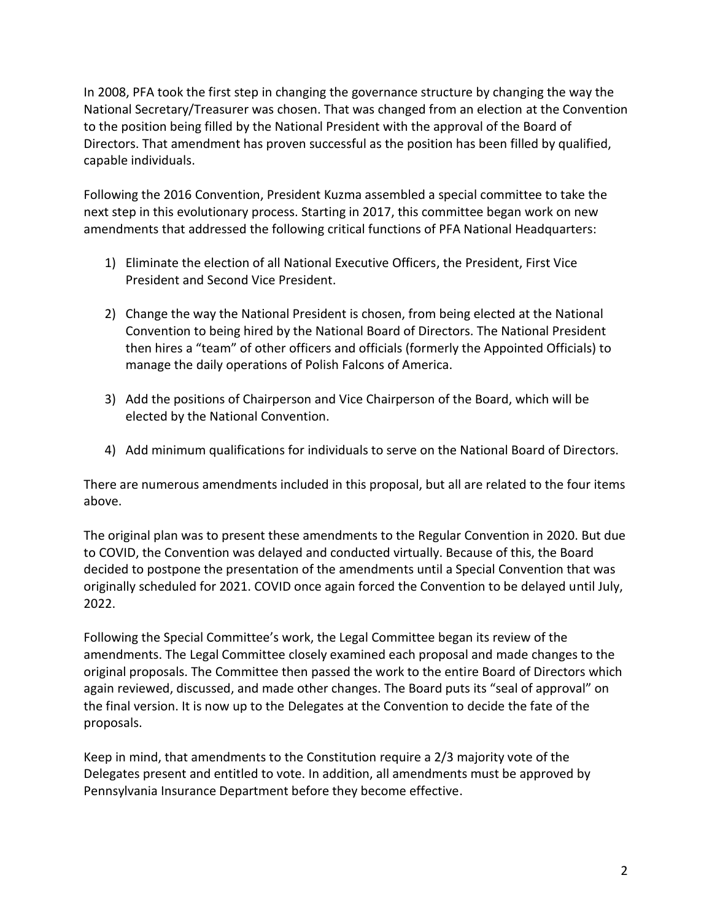In 2008, PFA took the first step in changing the governance structure by changing the way the National Secretary/Treasurer was chosen. That was changed from an election at the Convention to the position being filled by the National President with the approval of the Board of Directors. That amendment has proven successful as the position has been filled by qualified, capable individuals.

Following the 2016 Convention, President Kuzma assembled a special committee to take the next step in this evolutionary process. Starting in 2017, this committee began work on new amendments that addressed the following critical functions of PFA National Headquarters:

1) Eliminate the election of all National Executive Officers, the President, First Vice President and Second Vice President.

2) Change the way the National President is chosen, from being elected at the National Convention to being hired by the National Board of Directors. The National President then hires a "team" of other officers and officials (formerly the Appointed Officials) to manage the daily operations of Polish Falcons of America.

3) Add the positions of Chairperson and Vice Chairperson of the Board, which will be elected by the National Convention.

4) Add minimum qualifications for individuals to serve on the National Board of Directors.

There are numerous amendments included in this proposal, but all are related to the four items above.

The original plan was to present these amendments to the Regular Convention in 2020. But due to COVID, the Convention was delayed and conducted virtually. Because of this, the Board decided to postpone the presentation of the amendments until a Special Convention that was originally scheduled for 2021. COVID once again forced the Convention to be delayed until July, 2022.

Following the Special Committee's work, the Legal Committee began its review of the amendments. The Legal Committee closely examined each proposal and made changes to the original proposals. The Committee then passed the work to the entire Board of Directors which again reviewed, discussed, and made other changes. The Board puts its "seal of approval" on the final version. It is now up to the Delegates at the Convention to decide the fate of the proposals.

Keep in mind, that amendments to the Constitution require a 2/3 majority vote of the Delegates present and entitled to vote. In addition, all amendments must be approved by Pennsylvania Insurance Department before they become effective.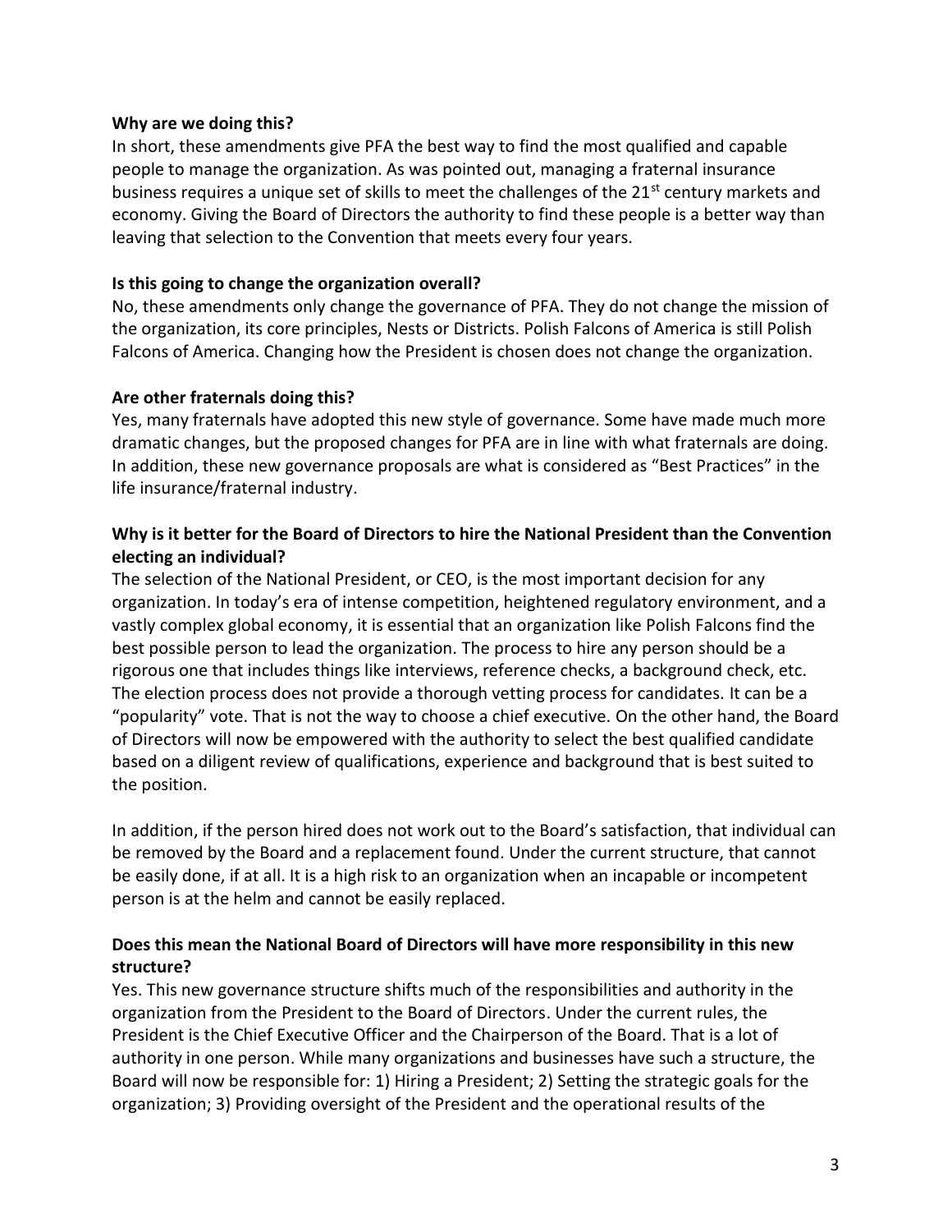**Why are we doing this?**

In short, these amendments give PFA the best way to find the most qualified and capable people to manage the organization. As was pointed out, managing a fraternal insurance business requires a unique set of skills to meet the challenges of the 21st century markets and economy. Giving the Board of Directors the authority to find these people is a better way than leaving that selection to the Convention that meets every four years.

**Is this going to change the organization overall?**

No, these amendments only change the governance of PFA. They do not change the mission of the organization, its core principles, Nests or Districts. Polish Falcons of America is still Polish Falcons of America. Changing how the President is chosen does not change the organization.

**Are other fraternals doing this?**

Yes, many fraternals have adopted this new style of governance. Some have made much more dramatic changes, but the proposed changes for PFA are in line with what fraternals are doing. In addition, these new governance proposals are what is considered as "Best Practices" in the life insurance/fraternal industry.

**Why is it better for the Board of Directors to hire the National President than the Convention electing an individual?**

The selection of the National President, or CEO, is the most important decision for any organization. In today's era of intense competition, heightened regulatory environment, and a vastly complex global economy, it is essential that an organization like Polish Falcons find the best possible person to lead the organization. The process to hire any person should be a rigorous one that includes things like interviews, reference checks, a background check, etc. The election process does not provide a thorough vetting process for candidates. It can be a "popularity" vote. That is not the way to choose a chief executive. On the other hand, the Board of Directors will now be empowered with the authority to select the best qualified candidate based on a diligent review of qualifications, experience and background that is best suited to the position.

In addition, if the person hired does not work out to the Board's satisfaction, that individual can be removed by the Board and a replacement found. Under the current structure, that cannot be easily done, if at all. It is a high risk to an organization when an incapable or incompetent person is at the helm and cannot be easily replaced.

**Does this mean the National Board of Directors will have more responsibility in this new structure?**

Yes. This new governance structure shifts much of the responsibilities and authority in the organization from the President to the Board of Directors. Under the current rules, the President is the Chief Executive Officer and the Chairperson of the Board. That is a lot of authority in one person. While many organizations and businesses have such a structure, the Board will now be responsible for: 1) Hiring a President; 2) Setting the strategic goals for the organization; 3) Providing oversight of the President and the operational results of the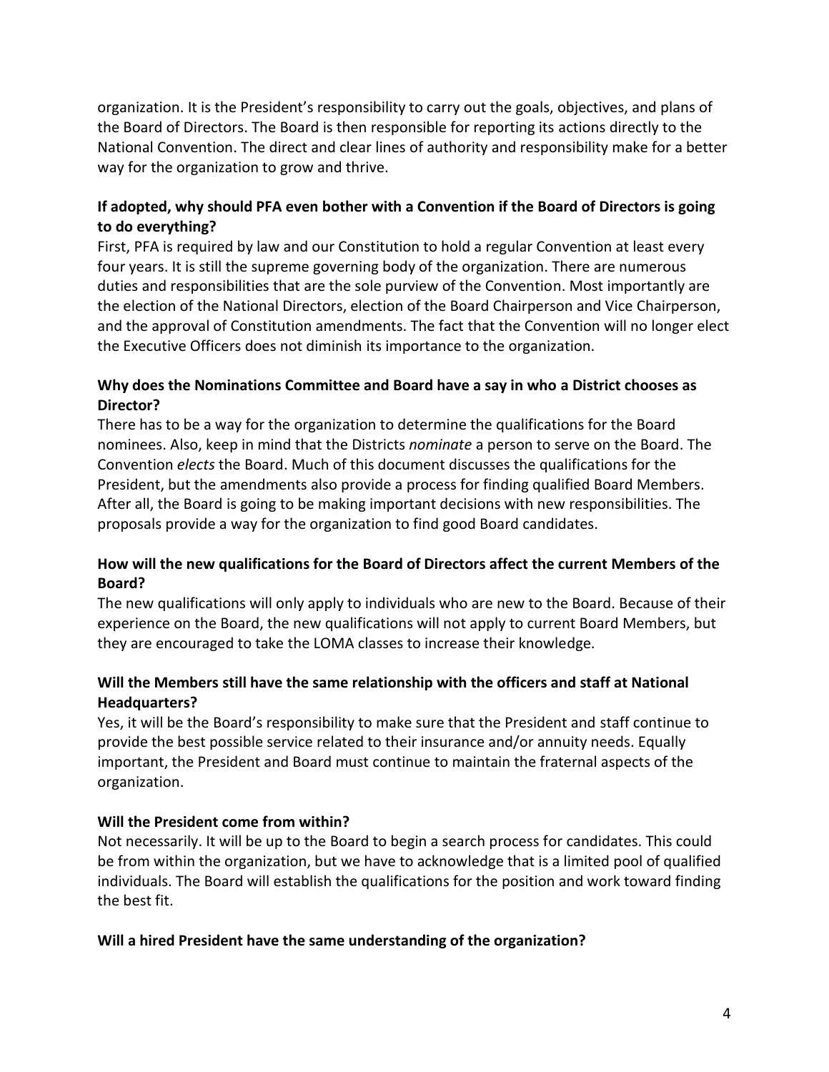organization. It is the President's responsibility to carry out the goals, objectives, and plans of the Board of Directors. The Board is then responsible for reporting its actions directly to the National Convention. The direct and clear lines of authority and responsibility make for a better way for the organization to grow and thrive.

**If adopted, why should PFA even bother with a Convention if the Board of Directors is going to do everything?**

First, PFA is required by law and our Constitution to hold a regular Convention at least every four years. It is still the supreme governing body of the organization. There are numerous duties and responsibilities that are the sole purview of the Convention. Most importantly are the election of the National Directors, election of the Board Chairperson and Vice Chairperson, and the approval of Constitution amendments. The fact that the Convention will no longer elect the Executive Officers does not diminish its importance to the organization.

**Why does the Nominations Committee and Board have a say in who a District chooses as Director?**

There has to be a way for the organization to determine the qualifications for the Board nominees. Also, keep in mind that the Districts *nominate* a person to serve on the Board. The Convention *elects* the Board. Much of this document discusses the qualifications for the President, but the amendments also provide a process for finding qualified Board Members. After all, the Board is going to be making important decisions with new responsibilities. The proposals provide a way for the organization to find good Board candidates.

**How will the new qualifications for the Board of Directors affect the current Members of the Board?**

The new qualifications will only apply to individuals who are new to the Board. Because of their experience on the Board, the new qualifications will not apply to current Board Members, but they are encouraged to take the LOMA classes to increase their knowledge.

**Will the Members still have the same relationship with the officers and staff at National Headquarters?**

Yes, it will be the Board's responsibility to make sure that the President and staff continue to provide the best possible service related to their insurance and/or annuity needs. Equally important, the President and Board must continue to maintain the fraternal aspects of the organization.

**Will the President come from within?**

Not necessarily. It will be up to the Board to begin a search process for candidates. This could be from within the organization, but we have to acknowledge that is a limited pool of qualified individuals. The Board will establish the qualifications for the position and work toward finding the best fit.

**Will a hired President have the same understanding of the organization?**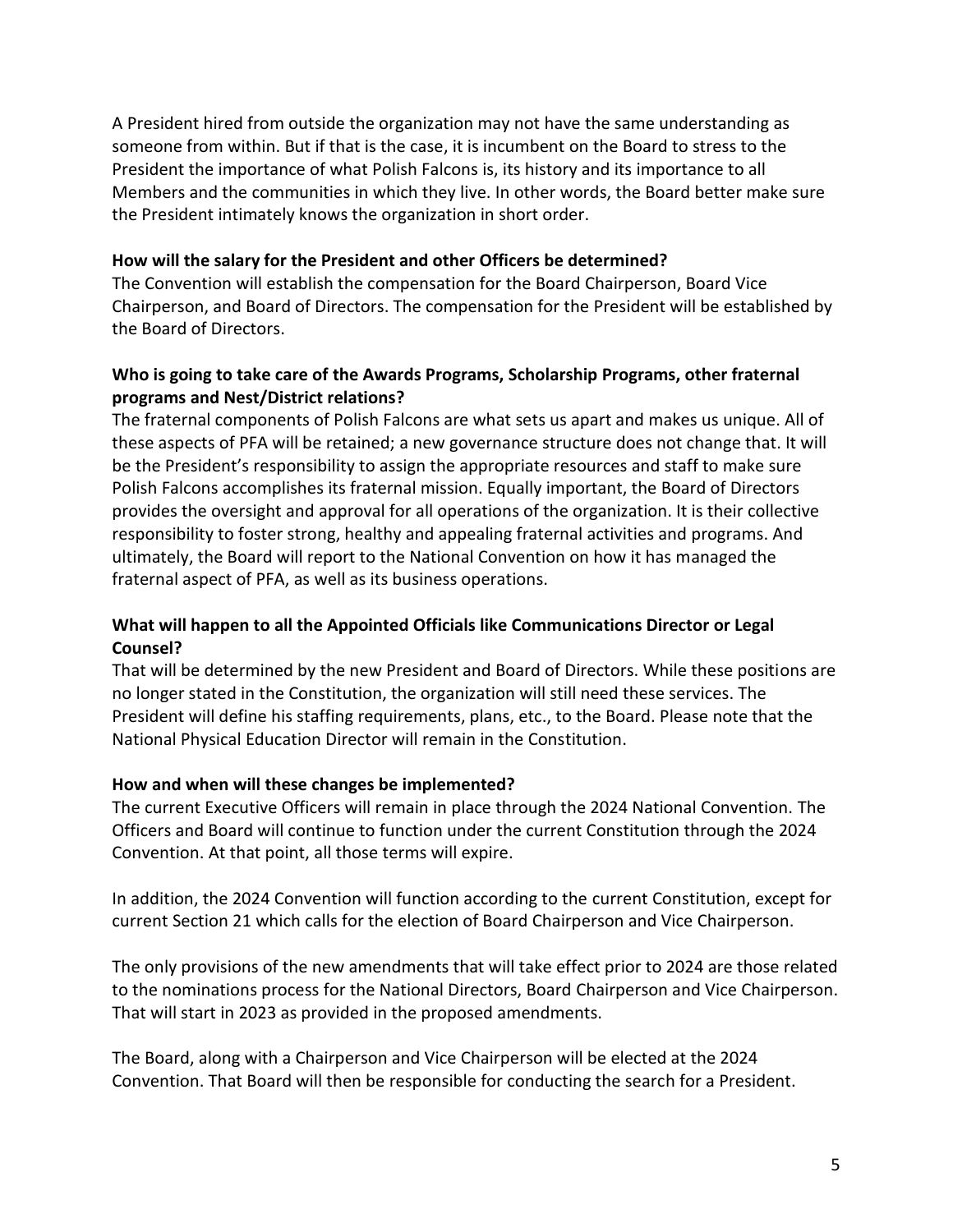A President hired from outside the organization may not have the same understanding as someone from within. But if that is the case, it is incumbent on the Board to stress to the President the importance of what Polish Falcons is, its history and its importance to all Members and the communities in which they live. In other words, the Board better make sure the President intimately knows the organization in short order.

**How will the salary for the President and other Officers be determined?**

The Convention will establish the compensation for the Board Chairperson, Board Vice Chairperson, and Board of Directors. The compensation for the President will be established by the Board of Directors.

**Who is going to take care of the Awards Programs, Scholarship Programs, other fraternal programs and Nest/District relations?**

The fraternal components of Polish Falcons are what sets us apart and makes us unique. All of these aspects of PFA will be retained; a new governance structure does not change that. It will be the President's responsibility to assign the appropriate resources and staff to make sure Polish Falcons accomplishes its fraternal mission. Equally important, the Board of Directors provides the oversight and approval for all operations of the organization. It is their collective responsibility to foster strong, healthy and appealing fraternal activities and programs. And ultimately, the Board will report to the National Convention on how it has managed the fraternal aspect of PFA, as well as its business operations.

**What will happen to all the Appointed Officials like Communications Director or Legal Counsel?**

That will be determined by the new President and Board of Directors. While these positions are no longer stated in the Constitution, the organization will still need these services. The President will define his staffing requirements, plans, etc., to the Board. Please note that the National Physical Education Director will remain in the Constitution.

**How and when will these changes be implemented?**

The current Executive Officers will remain in place through the 2024 National Convention. The Officers and Board will continue to function under the current Constitution through the 2024 Convention. At that point, all those terms will expire.

In addition, the 2024 Convention will function according to the current Constitution, except for current Section 21 which calls for the election of Board Chairperson and Vice Chairperson.

The only provisions of the new amendments that will take effect prior to 2024 are those related to the nominations process for the National Directors, Board Chairperson and Vice Chairperson. That will start in 2023 as provided in the proposed amendments.

The Board, along with a Chairperson and Vice Chairperson will be elected at the 2024 Convention. That Board will then be responsible for conducting the search for a President.